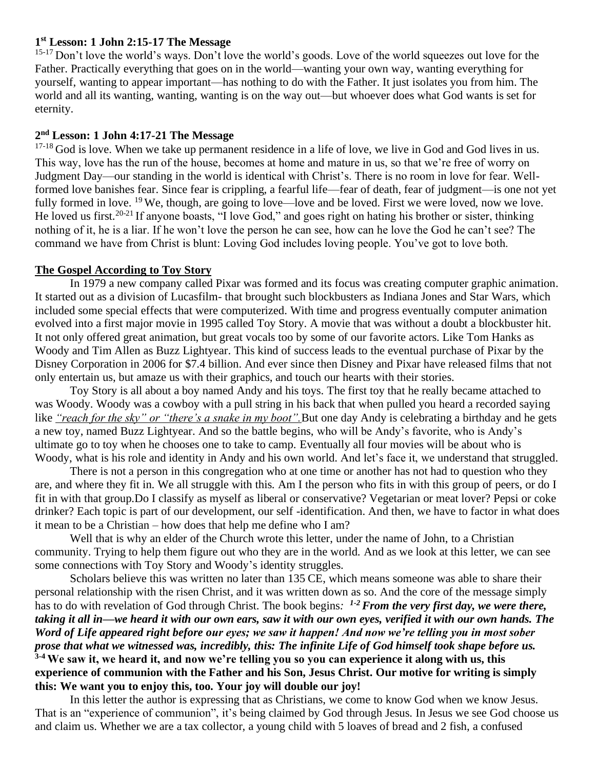**1st Lesson: 1 John 2:15-17 The Message**

15-17 Don't love the world's ways. Don't love the world's goods. Love of the world squeezes out love for the Father. Practically everything that goes on in the world—wanting your own way, wanting everything for yourself, wanting to appear important—has nothing to do with the Father. It just isolates you from him. The world and all its wanting, wanting, wanting is on the way out—but whoever does what God wants is set for eternity.

**2nd Lesson: 1 John 4:17-21 The Message**

17-18 God is love. When we take up permanent residence in a life of love, we live in God and God lives in us. This way, love has the run of the house, becomes at home and mature in us, so that we're free of worry on Judgment Day—our standing in the world is identical with Christ's. There is no room in love for fear. Well-formed love banishes fear. Since fear is crippling, a fearful life—fear of death, fear of judgment—is one not yet fully formed in love. 19 We, though, are going to love—love and be loved. First we were loved, now we love. He loved us first. 20-21 If anyone boasts, "I love God," and goes right on hating his brother or sister, thinking nothing of it, he is a liar. If he won't love the person he can see, how can he love the God he can't see? The command we have from Christ is blunt: Loving God includes loving people. You've got to love both.

**The Gospel According to Toy Story**

In 1979 a new company called Pixar was formed and its focus was creating computer graphic animation. It started out as a division of Lucasfilm- that brought such blockbusters as Indiana Jones and Star Wars, which included some special effects that were computerized. With time and progress eventually computer animation evolved into a first major movie in 1995 called Toy Story. A movie that was without a doubt a blockbuster hit. It not only offered great animation, but great vocals too by some of our favorite actors. Like Tom Hanks as Woody and Tim Allen as Buzz Lightyear. This kind of success leads to the eventual purchase of Pixar by the Disney Corporation in 2006 for $7.4 billion. And ever since then Disney and Pixar have released films that not only entertain us, but amaze us with their graphics, and touch our hearts with their stories.

Toy Story is all about a boy named Andy and his toys. The first toy that he really became attached to was Woody. Woody was a cowboy with a pull string in his back that when pulled you heard a recorded saying like *"reach for the sky" or "there's a snake in my boot".*But one day Andy is celebrating a birthday and he gets a new toy, named Buzz Lightyear. And so the battle begins, who will be Andy's favorite, who is Andy's ultimate go to toy when he chooses one to take to camp. Eventually all four movies will be about who is Woody, what is his role and identity in Andy and his own world. And let's face it, we understand that struggled.

There is not a person in this congregation who at one time or another has not had to question who they are, and where they fit in. We all struggle with this. Am I the person who fits in with this group of peers, or do I fit in with that group.Do I classify as myself as liberal or conservative? Vegetarian or meat lover? Pepsi or coke drinker? Each topic is part of our development, our self -identification. And then, we have to factor in what does it mean to be a Christian – how does that help me define who I am?

Well that is why an elder of the Church wrote this letter, under the name of John, to a Christian community. Trying to help them figure out who they are in the world. And as we look at this letter, we can see some connections with Toy Story and Woody's identity struggles.

Scholars believe this was written no later than 135 CE, which means someone was able to share their personal relationship with the risen Christ, and it was written down as so. And the core of the message simply has to do with revelation of God through Christ. The book begins*:* ***1-2 From the very first day, we were there, taking it all in—we heard it with our own ears, saw it with our own eyes, verified it with our own hands. The Word of Life appeared right before our eyes; we saw it happen! And now we're telling you in most sober prose that what we witnessed was, incredibly, this: The infinite Life of God himself took shape before us.*** **3-4 We saw it, we heard it, and now we're telling you so you can experience it along with us, this experience of communion with the Father and his Son, Jesus Christ. Our motive for writing is simply this: We want you to enjoy this, too. Your joy will double our joy!**

In this letter the author is expressing that as Christians, we come to know God when we know Jesus. That is an "experience of communion", it's being claimed by God through Jesus. In Jesus we see God choose us and claim us. Whether we are a tax collector, a young child with 5 loaves of bread and 2 fish, a confused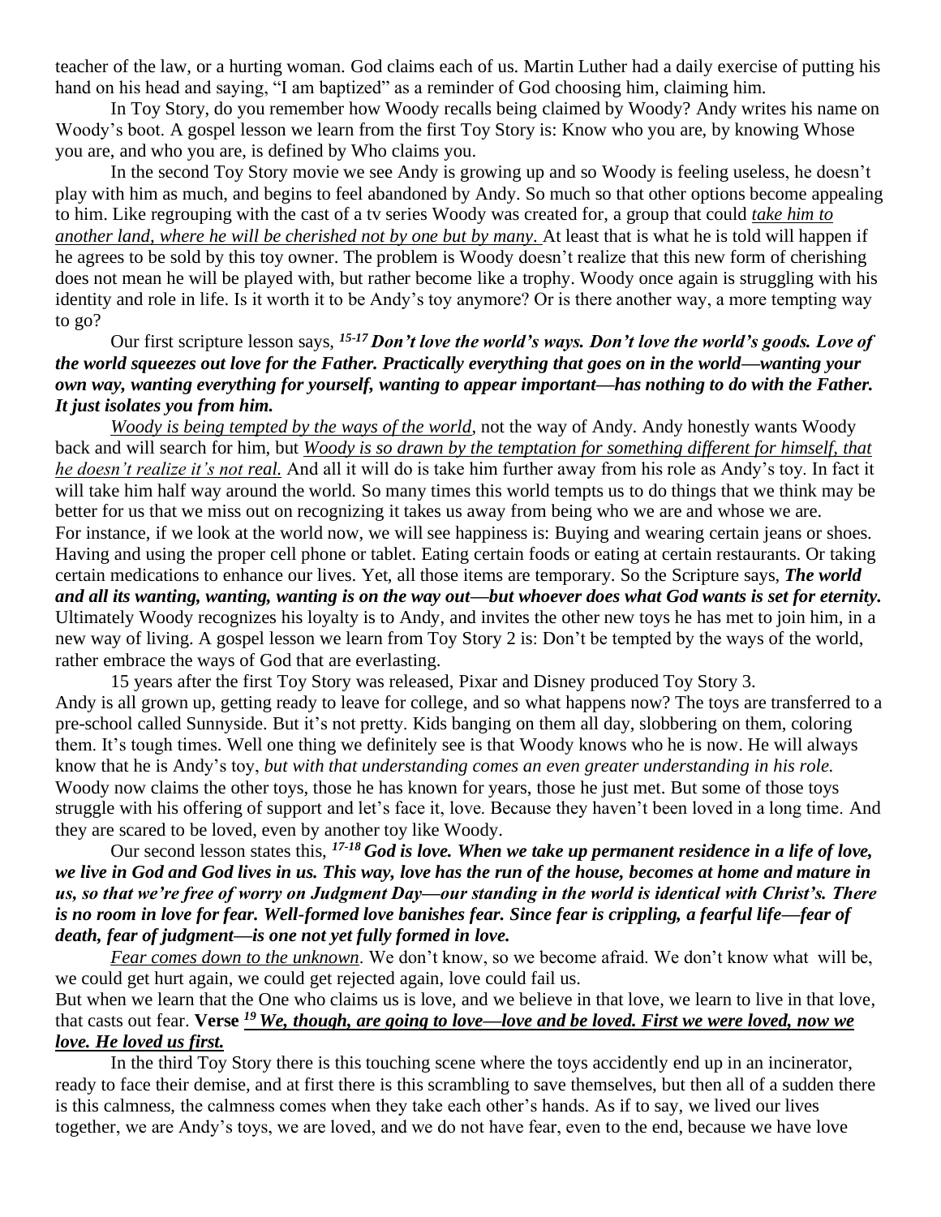teacher of the law, or a hurting woman. God claims each of us. Martin Luther had a daily exercise of putting his hand on his head and saying, "I am baptized" as a reminder of God choosing him, claiming him.

In Toy Story, do you remember how Woody recalls being claimed by Woody? Andy writes his name on Woody's boot. A gospel lesson we learn from the first Toy Story is: Know who you are, by knowing Whose you are, and who you are, is defined by Who claims you.

In the second Toy Story movie we see Andy is growing up and so Woody is feeling useless, he doesn't play with him as much, and begins to feel abandoned by Andy. So much so that other options become appealing to him. Like regrouping with the cast of a tv series Woody was created for, a group that could <u>*take him to another land, where he will be cherished not by one but by many.*</u> At least that is what he is told will happen if he agrees to be sold by this toy owner. The problem is Woody doesn't realize that this new form of cherishing does not mean he will be played with, but rather become like a trophy. Woody once again is struggling with his identity and role in life. Is it worth it to be Andy's toy anymore? Or is there another way, a more tempting way to go?

Our first scripture lesson says, ***[15-17] Don't love the world's ways. Don't love the world's goods. Love of the world squeezes out love for the Father. Practically everything that goes on in the world—wanting your own way, wanting everything for yourself, wanting to appear important—has nothing to do with the Father. It just isolates you from him.***

<u>*Woody is being tempted by the ways of the world*</u>, not the way of Andy. Andy honestly wants Woody back and will search for him, but <u>*Woody is so drawn by the temptation for something different for himself, that he doesn't realize it's not real.*</u> And all it will do is take him further away from his role as Andy's toy. In fact it will take him half way around the world. So many times this world tempts us to do things that we think may be better for us that we miss out on recognizing it takes us away from being who we are and whose we are. For instance, if we look at the world now, we will see happiness is: Buying and wearing certain jeans or shoes. Having and using the proper cell phone or tablet. Eating certain foods or eating at certain restaurants. Or taking certain medications to enhance our lives. Yet, all those items are temporary. So the Scripture says, ***The world and all its wanting, wanting, wanting is on the way out—but whoever does what God wants is set for eternity.*** Ultimately Woody recognizes his loyalty is to Andy, and invites the other new toys he has met to join him, in a new way of living. A gospel lesson we learn from Toy Story 2 is: Don't be tempted by the ways of the world, rather embrace the ways of God that are everlasting.

15 years after the first Toy Story was released, Pixar and Disney produced Toy Story 3. Andy is all grown up, getting ready to leave for college, and so what happens now? The toys are transferred to a pre-school called Sunnyside. But it's not pretty. Kids banging on them all day, slobbering on them, coloring them. It's tough times. Well one thing we definitely see is that Woody knows who he is now. He will always know that he is Andy's toy, *but with that understanding comes an even greater understanding in his role.* Woody now claims the other toys, those he has known for years, those he just met. But some of those toys struggle with his offering of support and let's face it, love. Because they haven't been loved in a long time. And they are scared to be loved, even by another toy like Woody.

Our second lesson states this, ***[17-18] God is love. When we take up permanent residence in a life of love, we live in God and God lives in us. This way, love has the run of the house, becomes at home and mature in us, so that we're free of worry on Judgment Day—our standing in the world is identical with Christ's. There is no room in love for fear. Well-formed love banishes fear. Since fear is crippling, a fearful life—fear of death, fear of judgment—is one not yet fully formed in love.***

<u>*Fear comes down to the unknown*</u>. We don't know, so we become afraid. We don't know what will be, we could get hurt again, we could get rejected again, love could fail us.

But when we learn that the One who claims us is love, and we believe in that love, we learn to live in that love, that casts out fear. **Verse** <u>***[19] We, though, are going to love—love and be loved. First we were loved, now we love. He loved us first.***</u>

In the third Toy Story there is this touching scene where the toys accidently end up in an incinerator, ready to face their demise, and at first there is this scrambling to save themselves, but then all of a sudden there is this calmness, the calmness comes when they take each other's hands. As if to say, we lived our lives together, we are Andy's toys, we are loved, and we do not have fear, even to the end, because we have love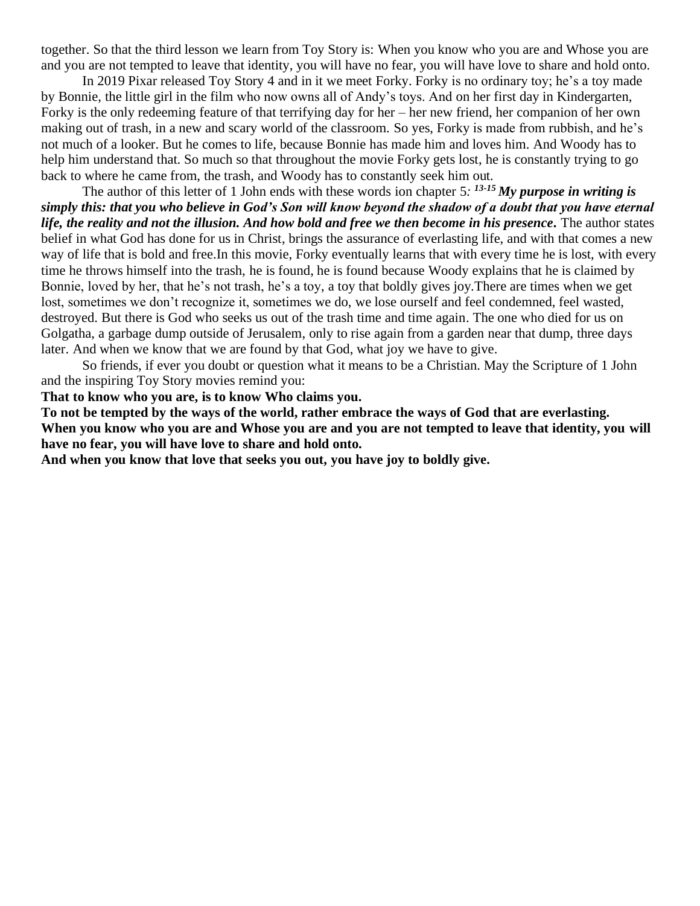together. So that the third lesson we learn from Toy Story is: When you know who you are and Whose you are and you are not tempted to leave that identity, you will have no fear, you will have love to share and hold onto.

In 2019 Pixar released Toy Story 4 and in it we meet Forky. Forky is no ordinary toy; he's a toy made by Bonnie, the little girl in the film who now owns all of Andy's toys. And on her first day in Kindergarten, Forky is the only redeeming feature of that terrifying day for her – her new friend, her companion of her own making out of trash, in a new and scary world of the classroom. So yes, Forky is made from rubbish, and he's not much of a looker. But he comes to life, because Bonnie has made him and loves him. And Woody has to help him understand that. So much so that throughout the movie Forky gets lost, he is constantly trying to go back to where he came from, the trash, and Woody has to constantly seek him out.

The author of this letter of 1 John ends with these words ion chapter 5*:* ***13-15 My purpose in writing is simply this: that you who believe in God's Son will know beyond the shadow of a doubt that you have eternal life, the reality and not the illusion. And how bold and free we then become in his presence*.** The author states belief in what God has done for us in Christ, brings the assurance of everlasting life, and with that comes a new way of life that is bold and free.In this movie, Forky eventually learns that with every time he is lost, with every time he throws himself into the trash, he is found, he is found because Woody explains that he is claimed by Bonnie, loved by her, that he's not trash, he's a toy, a toy that boldly gives joy.There are times when we get lost, sometimes we don't recognize it, sometimes we do, we lose ourself and feel condemned, feel wasted, destroyed. But there is God who seeks us out of the trash time and time again. The one who died for us on Golgatha, a garbage dump outside of Jerusalem, only to rise again from a garden near that dump, three days later. And when we know that we are found by that God, what joy we have to give.

So friends, if ever you doubt or question what it means to be a Christian. May the Scripture of 1 John and the inspiring Toy Story movies remind you:

**That to know who you are, is to know Who claims you.**

**To not be tempted by the ways of the world, rather embrace the ways of God that are everlasting.**

**When you know who you are and Whose you are and you are not tempted to leave that identity, you will have no fear, you will have love to share and hold onto.**

**And when you know that love that seeks you out, you have joy to boldly give.**